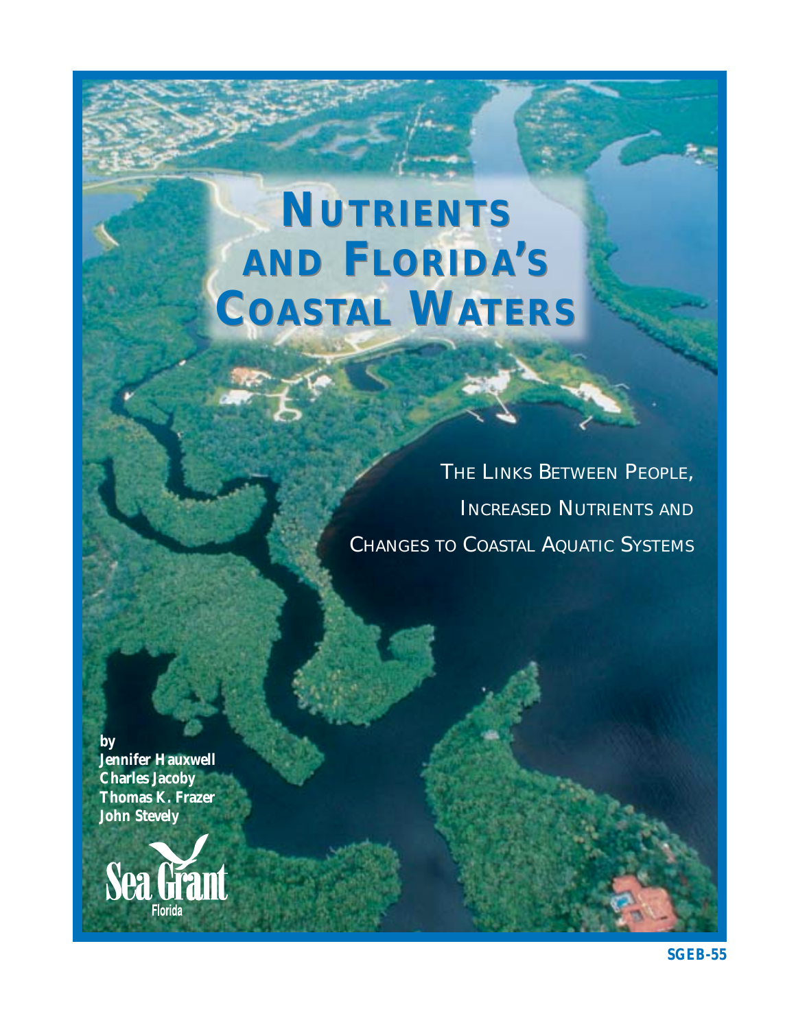# Nutrients and Florida's Coastal Waters

## The Links Between People, Increased Nutrients and Changes to Coastal Aquatic Systems

by
Jennifer Hauxwell
Charles Jacoby
Thomas K. Frazer
John Stevely

Sea Grant Florida

SGEB-55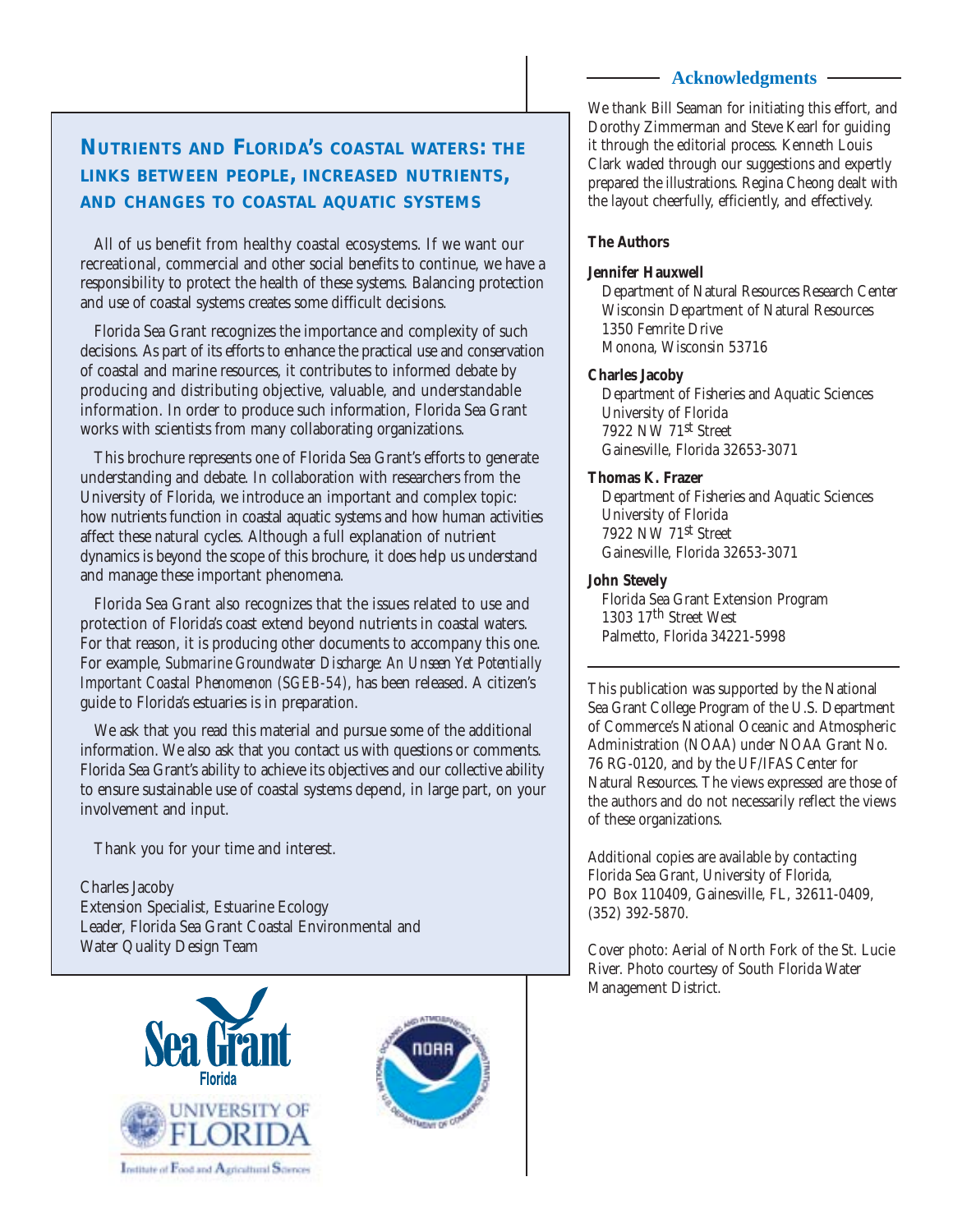## NUTRIENTS AND FLORIDA'S COASTAL WATERS: THE LINKS BETWEEN PEOPLE, INCREASED NUTRIENTS, AND CHANGES TO COASTAL AQUATIC SYSTEMS

All of us benefit from healthy coastal ecosystems. If we want our recreational, commercial and other social benefits to continue, we have a responsibility to protect the health of these systems. Balancing protection and use of coastal systems creates some difficult decisions.

Florida Sea Grant recognizes the importance and complexity of such decisions. As part of its efforts to enhance the practical use and conservation of coastal and marine resources, it contributes to informed debate by producing and distributing objective, valuable, and understandable information. In order to produce such information, Florida Sea Grant works with scientists from many collaborating organizations.

This brochure represents one of Florida Sea Grant's efforts to generate understanding and debate. In collaboration with researchers from the University of Florida, we introduce an important and complex topic: how nutrients function in coastal aquatic systems and how human activities affect these natural cycles. Although a full explanation of nutrient dynamics is beyond the scope of this brochure, it does help us understand and manage these important phenomena.

Florida Sea Grant also recognizes that the issues related to use and protection of Florida's coast extend beyond nutrients in coastal waters. For that reason, it is producing other documents to accompany this one. For example, *Submarine Groundwater Discharge: An Unseen Yet Potentially Important Coastal Phenomenon (SGEB-54)*, has been released. A citizen's guide to Florida's estuaries is in preparation.

We ask that you read this material and pursue some of the additional information. We also ask that you contact us with questions or comments. Florida Sea Grant's ability to achieve its objectives and our collective ability to ensure sustainable use of coastal systems depend, in large part, on your involvement and input.

Thank you for your time and interest.

Charles Jacoby
Extension Specialist, Estuarine Ecology
Leader, Florida Sea Grant Coastal Environmental and Water Quality Design Team

## Acknowledgments

We thank Bill Seaman for initiating this effort, and Dorothy Zimmerman and Steve Kearl for guiding it through the editorial process. Kenneth Louis Clark waded through our suggestions and expertly prepared the illustrations. Regina Cheong dealt with the layout cheerfully, efficiently, and effectively.

**The Authors**

**Jennifer Hauxwell**
Department of Natural Resources Research Center
Wisconsin Department of Natural Resources
1350 Femrite Drive
Monona, Wisconsin 53716

**Charles Jacoby**
Department of Fisheries and Aquatic Sciences
University of Florida
7922 NW 71st Street
Gainesville, Florida 32653-3071

**Thomas K. Frazer**
Department of Fisheries and Aquatic Sciences
University of Florida
7922 NW 71st Street
Gainesville, Florida 32653-3071

**John Stevely**
Florida Sea Grant Extension Program
1303 17th Street West
Palmetto, Florida 34221-5998

This publication was supported by the National Sea Grant College Program of the U.S. Department of Commerce's National Oceanic and Atmospheric Administration (NOAA) under NOAA Grant No. 76 RG-0120, and by the UF/IFAS Center for Natural Resources. The views expressed are those of the authors and do not necessarily reflect the views of these organizations.

Additional copies are available by contacting Florida Sea Grant, University of Florida, PO Box 110409, Gainesville, FL, 32611-0409, (352) 392-5870.

Cover photo: Aerial of North Fork of the St. Lucie River. Photo courtesy of South Florida Water Management District.

Sea Grant Florida

University of Florida — Institute of Food and Agricultural Sciences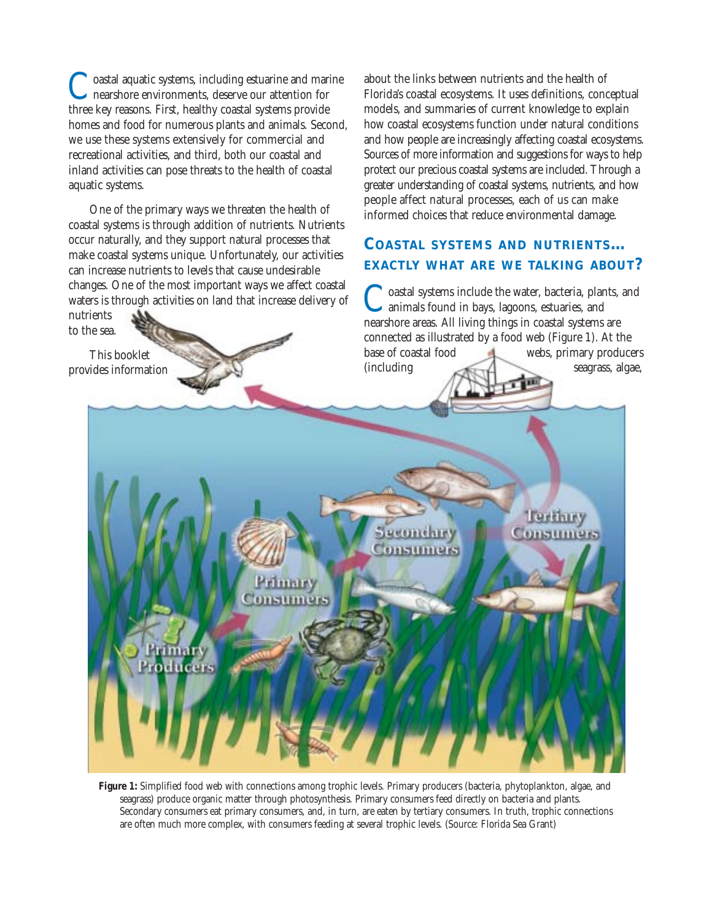Coastal aquatic systems, including estuarine and marine nearshore environments, deserve our attention for three key reasons. First, healthy coastal systems provide homes and food for numerous plants and animals. Second, we use these systems extensively for commercial and recreational activities, and third, both our coastal and inland activities can pose threats to the health of coastal aquatic systems.

One of the primary ways we threaten the health of coastal systems is through addition of nutrients. Nutrients occur naturally, and they support natural processes that make coastal systems unique. Unfortunately, our activities can increase nutrients to levels that cause undesirable changes. One of the most important ways we affect coastal waters is through activities on land that increase delivery of nutrients to the sea.

This booklet provides information about the links between nutrients and the health of Florida's coastal ecosystems. It uses definitions, conceptual models, and summaries of current knowledge to explain how coastal ecosystems function under natural conditions and how people are increasingly affecting coastal ecosystems. Sources of more information and suggestions for ways to help protect our precious coastal systems are included. Through a greater understanding of coastal systems, nutrients, and how people affect natural processes, each of us can make informed choices that reduce environmental damage.

## COASTAL SYSTEMS AND NUTRIENTS… EXACTLY WHAT ARE WE TALKING ABOUT?

Coastal systems include the water, bacteria, plants, and animals found in bays, lagoons, estuaries, and nearshore areas. All living things in coastal systems are connected as illustrated by a food web (Figure 1). At the base of coastal food webs, primary producers (including seagrass, algae,

**Figure 1:** Simplified food web with connections among trophic levels. Primary producers (bacteria, phytoplankton, algae, and seagrass) produce organic matter through photosynthesis. Primary consumers feed directly on bacteria and plants. Secondary consumers eat primary consumers, and, in turn, are eaten by tertiary consumers. In truth, trophic connections are often much more complex, with consumers feeding at several trophic levels. (Source: Florida Sea Grant)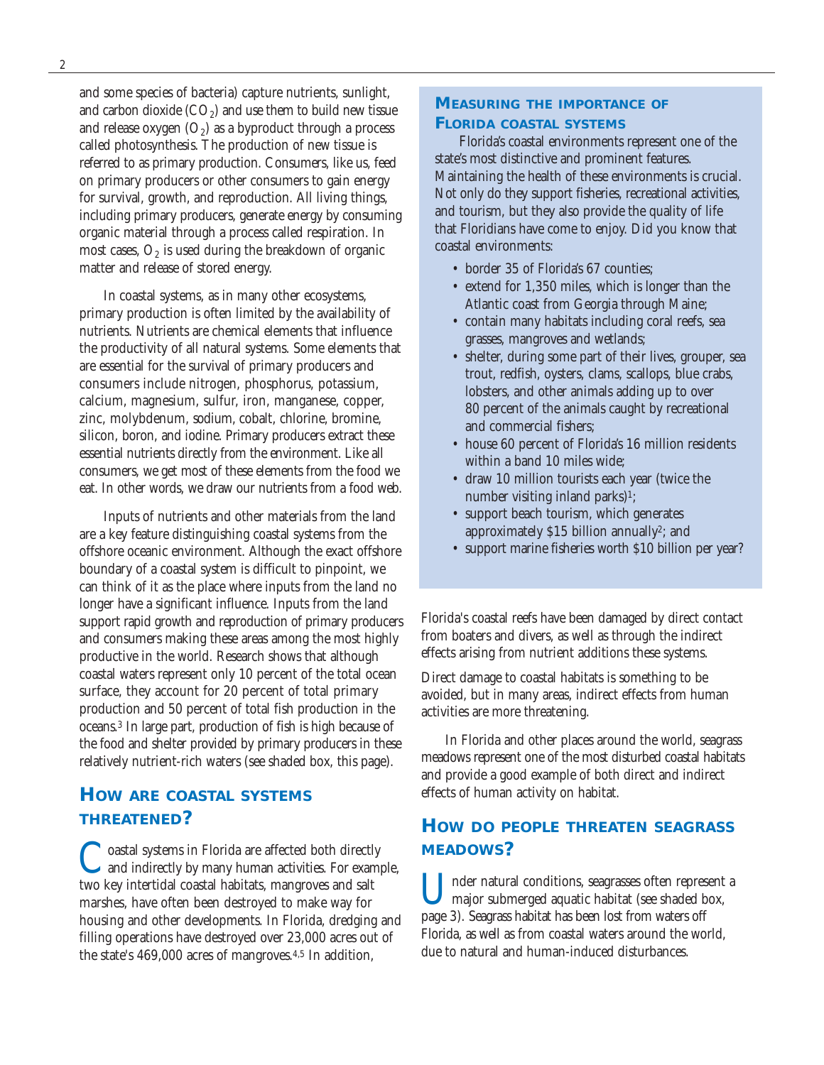and some species of bacteria) capture nutrients, sunlight, and carbon dioxide ($CO_2$) and use them to build new tissue and release oxygen ($O_2$) as a byproduct through a process called photosynthesis. The production of new tissue is referred to as primary production. Consumers, like us, feed on primary producers or other consumers to gain energy for survival, growth, and reproduction. All living things, including primary producers, generate energy by consuming organic material through a process called respiration. In most cases, $O_2$ is used during the breakdown of organic matter and release of stored energy.

In coastal systems, as in many other ecosystems, primary production is often limited by the availability of nutrients. Nutrients are chemical elements that influence the productivity of all natural systems. Some elements that are essential for the survival of primary producers and consumers include nitrogen, phosphorus, potassium, calcium, magnesium, sulfur, iron, manganese, copper, zinc, molybdenum, sodium, cobalt, chlorine, bromine, silicon, boron, and iodine. Primary producers extract these essential nutrients directly from the environment. Like all consumers, we get most of these elements from the food we eat. In other words, we draw our nutrients from a food web.

Inputs of nutrients and other materials from the land are a key feature distinguishing coastal systems from the offshore oceanic environment. Although the exact offshore boundary of a coastal system is difficult to pinpoint, we can think of it as the place where inputs from the land no longer have a significant influence. Inputs from the land support rapid growth and reproduction of primary producers and consumers making these areas among the most highly productive in the world. Research shows that although coastal waters represent only 10 percent of the total ocean surface, they account for 20 percent of total primary production and 50 percent of total fish production in the oceans.[3] In large part, production of fish is high because of the food and shelter provided by primary producers in these relatively nutrient-rich waters (see shaded box, this page).

## How are coastal systems threatened?

Coastal systems in Florida are affected both directly and indirectly by many human activities. For example, two key intertidal coastal habitats, mangroves and salt marshes, have often been destroyed to make way for housing and other developments. In Florida, dredging and filling operations have destroyed over 23,000 acres out of the state's 469,000 acres of mangroves.[4,5] In addition, Florida's coastal reefs have been damaged by direct contact from boaters and divers, as well as through the indirect effects arising from nutrient additions these systems.

Direct damage to coastal habitats is something to be avoided, but in many areas, indirect effects from human activities are more threatening.

In Florida and other places around the world, seagrass meadows represent one of the most disturbed coastal habitats and provide a good example of both direct and indirect effects of human activity on habitat.

## How do people threaten seagrass meadows?

Under natural conditions, seagrasses often represent a major submerged aquatic habitat (see shaded box, page 3). Seagrass habitat has been lost from waters off Florida, as well as from coastal waters around the world, due to natural and human-induced disturbances.

### Measuring the importance of Florida coastal systems

Florida's coastal environments represent one of the state's most distinctive and prominent features. Maintaining the health of these environments is crucial. Not only do they support fisheries, recreational activities, and tourism, but they also provide the quality of life that Floridians have come to enjoy. Did you know that coastal environments:

- border 35 of Florida's 67 counties;
- extend for 1,350 miles, which is longer than the Atlantic coast from Georgia through Maine;
- contain many habitats including coral reefs, sea grasses, mangroves and wetlands;
- shelter, during some part of their lives, grouper, sea trout, redfish, oysters, clams, scallops, blue crabs, lobsters, and other animals adding up to over 80 percent of the animals caught by recreational and commercial fishers;
- house 60 percent of Florida's 16 million residents within a band 10 miles wide;
- draw 10 million tourists each year (twice the number visiting inland parks)[1];
- support beach tourism, which generates approximately $15 billion annually[2]; and
- support marine fisheries worth $10 billion per year?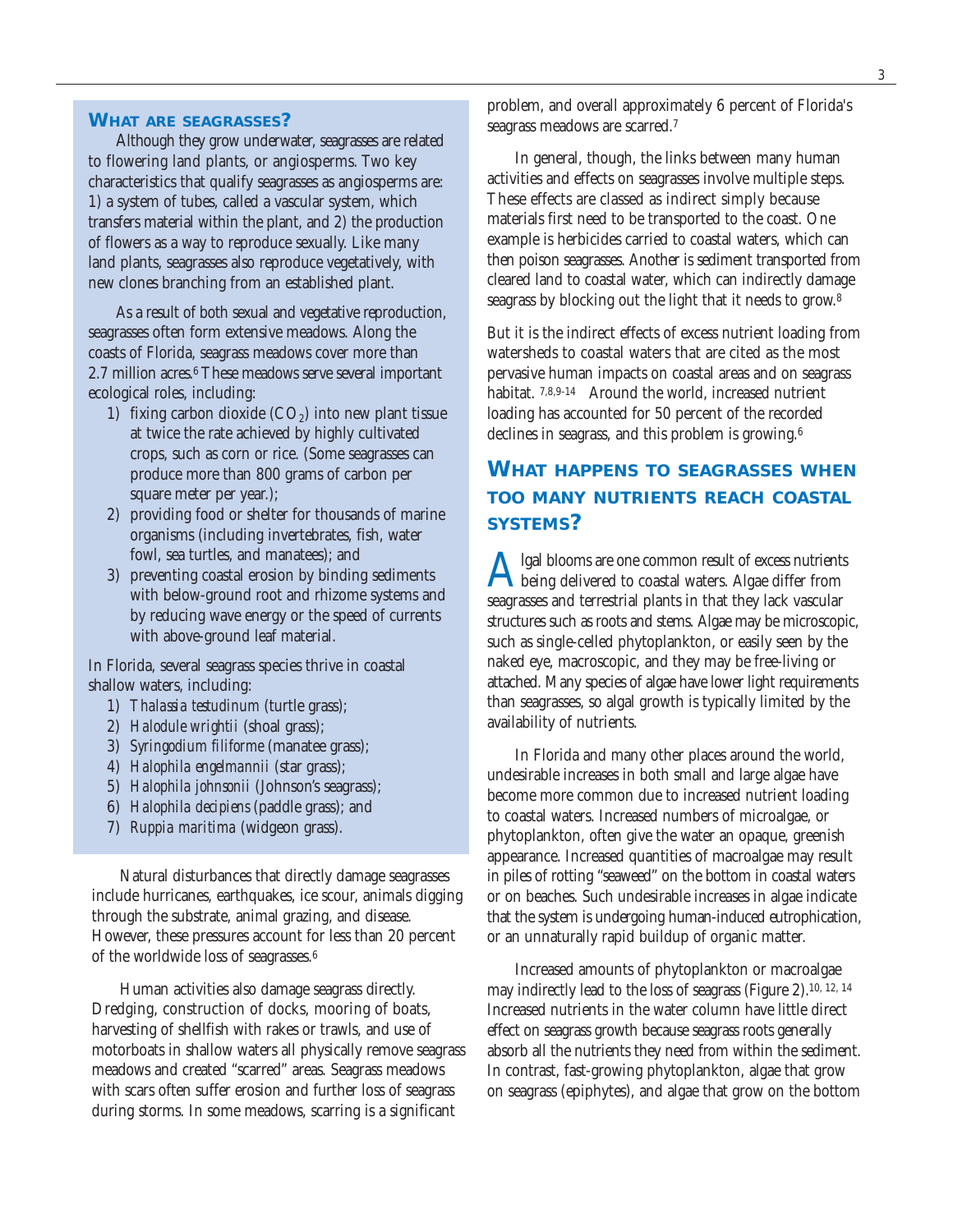## What are seagrasses?

Although they grow underwater, seagrasses are related to flowering land plants, or angiosperms. Two key characteristics that qualify seagrasses as angiosperms are: 1) a system of tubes, called a vascular system, which transfers material within the plant, and 2) the production of flowers as a way to reproduce sexually. Like many land plants, seagrasses also reproduce vegetatively, with new clones branching from an established plant.

As a result of both sexual and vegetative reproduction, seagrasses often form extensive meadows. Along the coasts of Florida, seagrass meadows cover more than 2.7 million acres.[6] These meadows serve several important ecological roles, including:

1) fixing carbon dioxide ($CO_2$) into new plant tissue at twice the rate achieved by highly cultivated crops, such as corn or rice. (Some seagrasses can produce more than 800 grams of carbon per square meter per year.);
2) providing food or shelter for thousands of marine organisms (including invertebrates, fish, water fowl, sea turtles, and manatees); and
3) preventing coastal erosion by binding sediments with below-ground root and rhizome systems and by reducing wave energy or the speed of currents with above-ground leaf material.

In Florida, several seagrass species thrive in coastal shallow waters, including:

1) *Thalassia testudinum* (turtle grass);
2) *Halodule wrightii* (shoal grass);
3) *Syringodium filiforme* (manatee grass);
4) *Halophila engelmannii* (star grass);
5) *Halophila johnsonii* (Johnson's seagrass);
6) *Halophila decipiens* (paddle grass); and
7) *Ruppia maritima* (widgeon grass).

Natural disturbances that directly damage seagrasses include hurricanes, earthquakes, ice scour, animals digging through the substrate, animal grazing, and disease. However, these pressures account for less than 20 percent of the worldwide loss of seagrasses.[6]

Human activities also damage seagrass directly. Dredging, construction of docks, mooring of boats, harvesting of shellfish with rakes or trawls, and use of motorboats in shallow waters all physically remove seagrass meadows and created "scarred" areas. Seagrass meadows with scars often suffer erosion and further loss of seagrass during storms. In some meadows, scarring is a significant problem, and overall approximately 6 percent of Florida's seagrass meadows are scarred.[7]

In general, though, the links between many human activities and effects on seagrasses involve multiple steps. These effects are classed as indirect simply because materials first need to be transported to the coast. One example is herbicides carried to coastal waters, which can then poison seagrasses. Another is sediment transported from cleared land to coastal water, which can indirectly damage seagrass by blocking out the light that it needs to grow.[8]

But it is the indirect effects of excess nutrient loading from watersheds to coastal waters that are cited as the most pervasive human impacts on coastal areas and on seagrass habitat.[7,8,9-14] Around the world, increased nutrient loading has accounted for 50 percent of the recorded declines in seagrass, and this problem is growing.[6]

## What happens to seagrasses when too many nutrients reach coastal systems?

Algal blooms are one common result of excess nutrients being delivered to coastal waters. Algae differ from seagrasses and terrestrial plants in that they lack vascular structures such as roots and stems. Algae may be microscopic, such as single-celled phytoplankton, or easily seen by the naked eye, macroscopic, and they may be free-living or attached. Many species of algae have lower light requirements than seagrasses, so algal growth is typically limited by the availability of nutrients.

In Florida and many other places around the world, undesirable increases in both small and large algae have become more common due to increased nutrient loading to coastal waters. Increased numbers of microalgae, or phytoplankton, often give the water an opaque, greenish appearance. Increased quantities of macroalgae may result in piles of rotting "seaweed" on the bottom in coastal waters or on beaches. Such undesirable increases in algae indicate that the system is undergoing human-induced eutrophication, or an unnaturally rapid buildup of organic matter.

Increased amounts of phytoplankton or macroalgae may indirectly lead to the loss of seagrass (Figure 2).[10, 12, 14] Increased nutrients in the water column have little direct effect on seagrass growth because seagrass roots generally absorb all the nutrients they need from within the sediment. In contrast, fast-growing phytoplankton, algae that grow on seagrass (epiphytes), and algae that grow on the bottom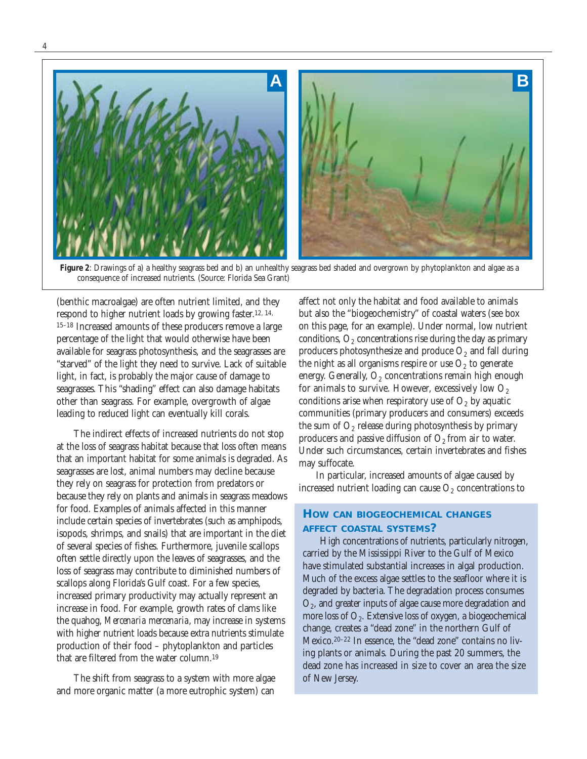**Figure 2**: Drawings of a) a healthy seagrass bed and b) an unhealthy seagrass bed shaded and overgrown by phytoplankton and algae as a consequence of increased nutrients. (Source: Florida Sea Grant)

(benthic macroalgae) are often nutrient limited, and they respond to higher nutrient loads by growing faster.[12, 14, 15–18] Increased amounts of these producers remove a large percentage of the light that would otherwise have been available for seagrass photosynthesis, and the seagrasses are "starved" of the light they need to survive. Lack of suitable light, in fact, is probably the major cause of damage to seagrasses. This "shading" effect can also damage habitats other than seagrass. For example, overgrowth of algae leading to reduced light can eventually kill corals.

The indirect effects of increased nutrients do not stop at the loss of seagrass habitat because that loss often means that an important habitat for some animals is degraded. As seagrasses are lost, animal numbers may decline because they rely on seagrass for protection from predators or because they rely on plants and animals in seagrass meadows for food. Examples of animals affected in this manner include certain species of invertebrates (such as amphipods, isopods, shrimps, and snails) that are important in the diet of several species of fishes. Furthermore, juvenile scallops often settle directly upon the leaves of seagrasses, and the loss of seagrass may contribute to diminished numbers of scallops along Florida's Gulf coast. For a few species, increased primary productivity may actually represent an increase in food. For example, growth rates of clams like the quahog, *Mercenaria mercenaria*, may increase in systems with higher nutrient loads because extra nutrients stimulate production of their food – phytoplankton and particles that are filtered from the water column.[19]

The shift from seagrass to a system with more algae and more organic matter (a more eutrophic system) can affect not only the habitat and food available to animals but also the "biogeochemistry" of coastal waters (see box on this page, for an example). Under normal, low nutrient conditions, $O_2$ concentrations rise during the day as primary producers photosynthesize and produce $O_2$ and fall during the night as all organisms respire or use $O_2$ to generate energy. Generally, $O_2$ concentrations remain high enough for animals to survive. However, excessively low $O_2$ conditions arise when respiratory use of $O_2$ by aquatic communities (primary producers and consumers) exceeds the sum of $O_2$ release during photosynthesis by primary producers and passive diffusion of $O_2$ from air to water. Under such circumstances, certain invertebrates and fishes may suffocate.

In particular, increased amounts of algae caused by increased nutrient loading can cause $O_2$ concentrations to

### How can biogeochemical changes affect coastal systems?

High concentrations of nutrients, particularly nitrogen, carried by the Mississippi River to the Gulf of Mexico have stimulated substantial increases in algal production. Much of the excess algae settles to the seafloor where it is degraded by bacteria. The degradation process consumes $O_2$, and greater inputs of algae cause more degradation and more loss of $O_2$. Extensive loss of oxygen, a biogeochemical change, creates a "dead zone" in the northern Gulf of Mexico.[20–22] In essence, the "dead zone" contains no living plants or animals. During the past 20 summers, the dead zone has increased in size to cover an area the size of New Jersey.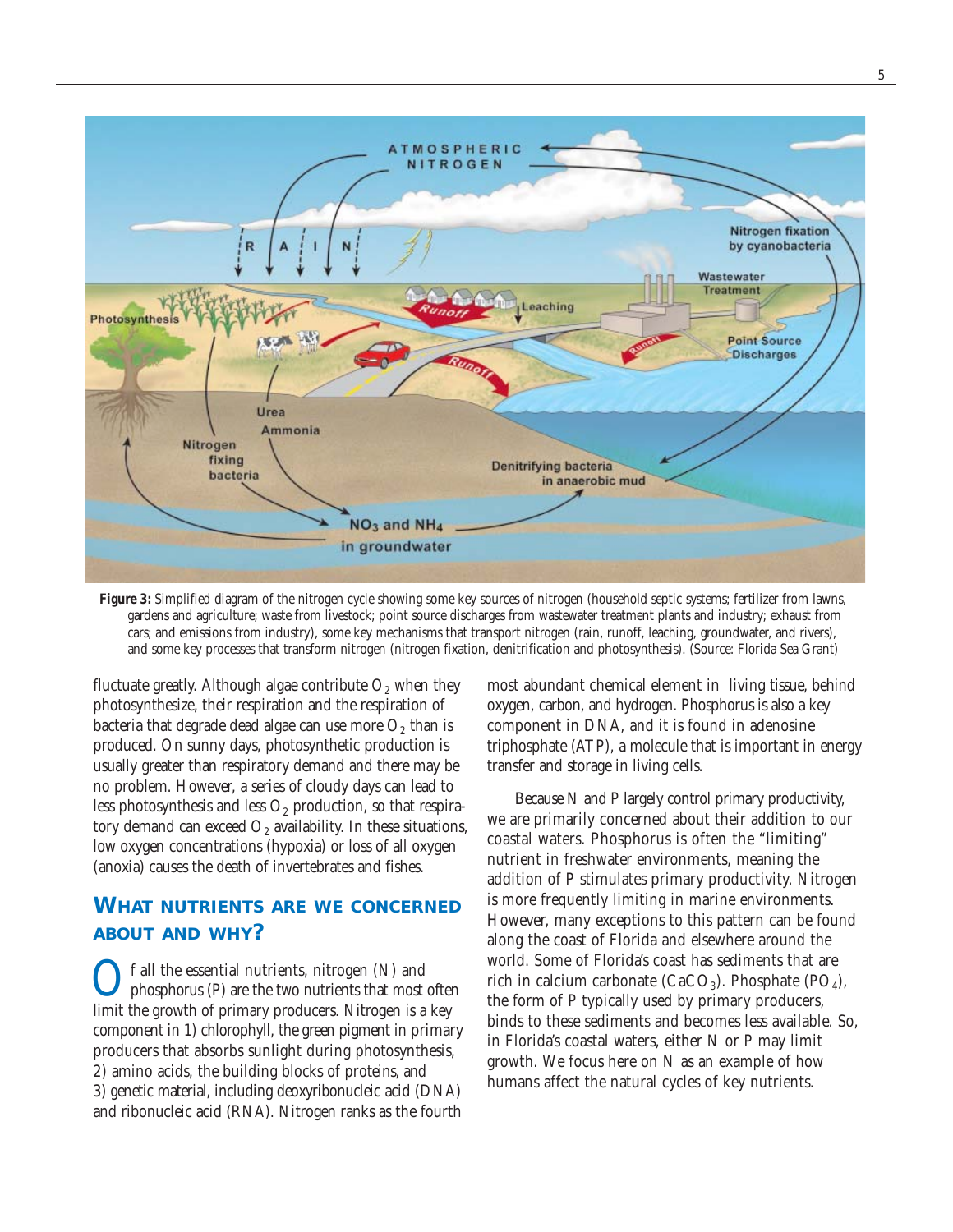**Figure 3:** Simplified diagram of the nitrogen cycle showing some key sources of nitrogen (household septic systems; fertilizer from lawns, gardens and agriculture; waste from livestock; point source discharges from wastewater treatment plants and industry; exhaust from cars; and emissions from industry), some key mechanisms that transport nitrogen (rain, runoff, leaching, groundwater, and rivers), and some key processes that transform nitrogen (nitrogen fixation, denitrification and photosynthesis). (Source: Florida Sea Grant)

fluctuate greatly. Although algae contribute $O_2$ when they photosynthesize, their respiration and the respiration of bacteria that degrade dead algae can use more $O_2$ than is produced. On sunny days, photosynthetic production is usually greater than respiratory demand and there may be no problem. However, a series of cloudy days can lead to less photosynthesis and less $O_2$ production, so that respiratory demand can exceed $O_2$ availability. In these situations, low oxygen concentrations (hypoxia) or loss of all oxygen (anoxia) causes the death of invertebrates and fishes.

## What nutrients are we concerned about and why?

Of all the essential nutrients, nitrogen (N) and phosphorus (P) are the two nutrients that most often limit the growth of primary producers. Nitrogen is a key component in 1) chlorophyll, the green pigment in primary producers that absorbs sunlight during photosynthesis, 2) amino acids, the building blocks of proteins, and 3) genetic material, including deoxyribonucleic acid (DNA) and ribonucleic acid (RNA). Nitrogen ranks as the fourth most abundant chemical element in living tissue, behind oxygen, carbon, and hydrogen. Phosphorus is also a key component in DNA, and it is found in adenosine triphosphate (ATP), a molecule that is important in energy transfer and storage in living cells.

Because N and P largely control primary productivity, we are primarily concerned about their addition to our coastal waters. Phosphorus is often the "limiting" nutrient in freshwater environments, meaning the addition of P stimulates primary productivity. Nitrogen is more frequently limiting in marine environments. However, many exceptions to this pattern can be found along the coast of Florida and elsewhere around the world. Some of Florida's coast has sediments that are rich in calcium carbonate ($CaCO_3$). Phosphate ($PO_4$), the form of P typically used by primary producers, binds to these sediments and becomes less available. So, in Florida's coastal waters, either N or P may limit growth. We focus here on N as an example of how humans affect the natural cycles of key nutrients.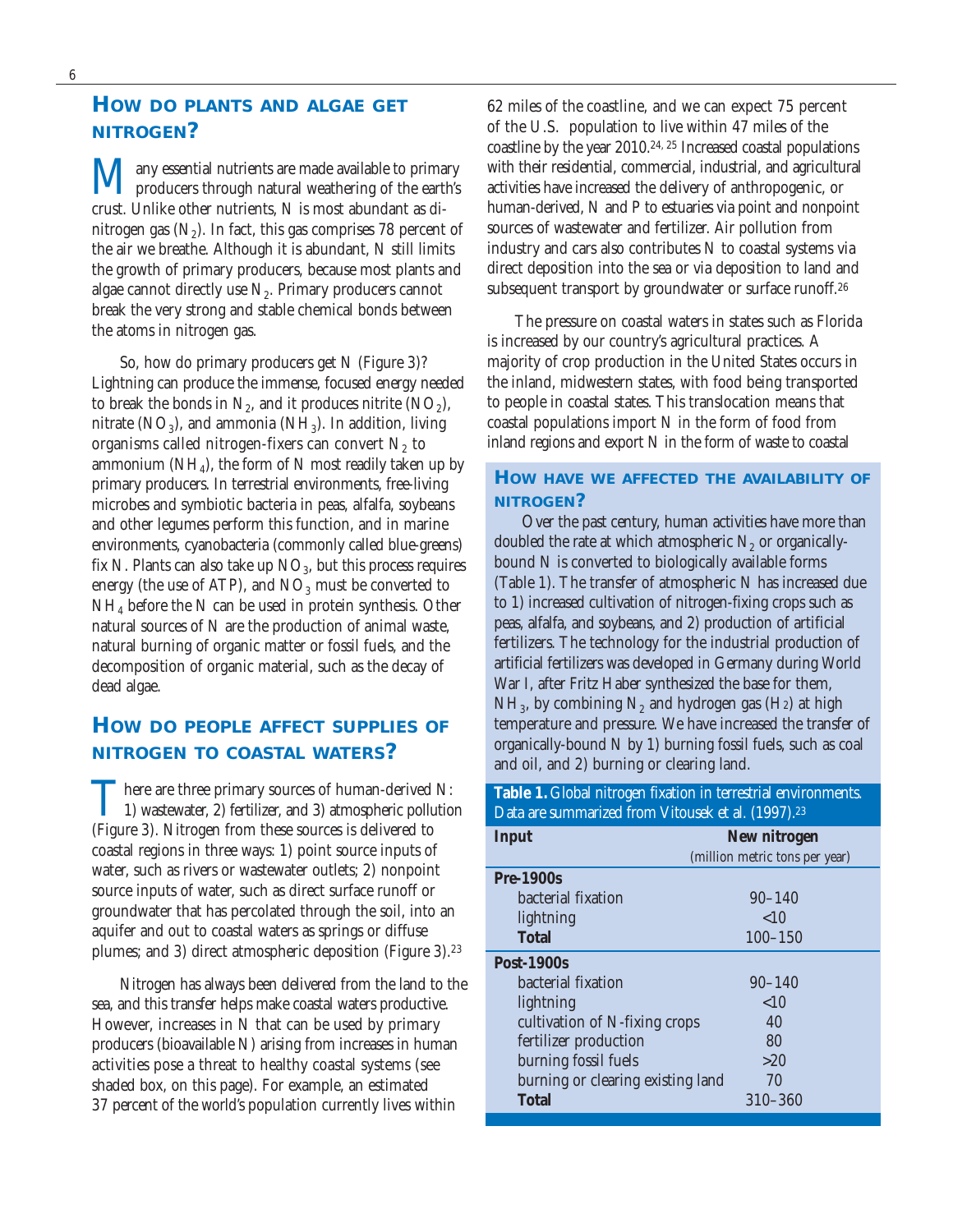## How do plants and algae get nitrogen?

Many essential nutrients are made available to primary producers through natural weathering of the earth's crust. Unlike other nutrients, N is most abundant as dinitrogen gas ($N_2$). In fact, this gas comprises 78 percent of the air we breathe. Although it is abundant, N still limits the growth of primary producers, because most plants and algae cannot directly use $N_2$. Primary producers cannot break the very strong and stable chemical bonds between the atoms in nitrogen gas.

So, how do primary producers get N (Figure 3)? Lightning can produce the immense, focused energy needed to break the bonds in $N_2$, and it produces nitrite ($NO_2$), nitrate ($NO_3$), and ammonia ($NH_3$). In addition, living organisms called nitrogen-fixers can convert $N_2$ to ammonium ($NH_4$), the form of N most readily taken up by primary producers. In terrestrial environments, free-living microbes and symbiotic bacteria in peas, alfalfa, soybeans and other legumes perform this function, and in marine environments, cyanobacteria (commonly called blue-greens) fix N. Plants can also take up $NO_3$, but this process requires energy (the use of ATP), and $NO_3$ must be converted to $NH_4$ before the N can be used in protein synthesis. Other natural sources of N are the production of animal waste, natural burning of organic matter or fossil fuels, and the decomposition of organic material, such as the decay of dead algae.

## How do people affect supplies of nitrogen to coastal waters?

There are three primary sources of human-derived N: 1) wastewater, 2) fertilizer, and 3) atmospheric pollution (Figure 3). Nitrogen from these sources is delivered to coastal regions in three ways: 1) point source inputs of water, such as rivers or wastewater outlets; 2) nonpoint source inputs of water, such as direct surface runoff or groundwater that has percolated through the soil, into an aquifer and out to coastal waters as springs or diffuse plumes; and 3) direct atmospheric deposition (Figure 3).[23]

Nitrogen has always been delivered from the land to the sea, and this transfer helps make coastal waters productive. However, increases in N that can be used by primary producers (bioavailable N) arising from increases in human activities pose a threat to healthy coastal systems (see shaded box, on this page). For example, an estimated 37 percent of the world's population currently lives within 62 miles of the coastline, and we can expect 75 percent of the U.S. population to live within 47 miles of the coastline by the year 2010.[24, 25] Increased coastal populations with their residential, commercial, industrial, and agricultural activities have increased the delivery of anthropogenic, or human-derived, N and P to estuaries via point and nonpoint sources of wastewater and fertilizer. Air pollution from industry and cars also contributes N to coastal systems via direct deposition into the sea or via deposition to land and subsequent transport by groundwater or surface runoff.[26]

The pressure on coastal waters in states such as Florida is increased by our country's agricultural practices. A majority of crop production in the United States occurs in the inland, midwestern states, with food being transported to people in coastal states. This translocation means that coastal populations import N in the form of food from inland regions and export N in the form of waste to coastal

### How have we affected the availability of nitrogen?

Over the past century, human activities have more than doubled the rate at which atmospheric $N_2$ or organically-bound N is converted to biologically available forms (Table 1). The transfer of atmospheric N has increased due to 1) increased cultivation of nitrogen-fixing crops such as peas, alfalfa, and soybeans, and 2) production of artificial fertilizers. The technology for the industrial production of artificial fertilizers was developed in Germany during World War I, after Fritz Haber synthesized the base for them, $NH_3$, by combining $N_2$ and hydrogen gas ($H_2$) at high temperature and pressure. We have increased the transfer of organically-bound N by 1) burning fossil fuels, such as coal and oil, and 2) burning or clearing land.

**Table 1.** Global nitrogen fixation in terrestrial environments. Data are summarized from Vitousek et al. (1997).[23]

| Input | New nitrogen (million metric tons per year) |
|---|---|
| **Pre-1900s** | |
| bacterial fixation | 90–140 |
| lightning | <10 |
| **Total** | 100–150 |
| **Post-1900s** | |
| bacterial fixation | 90–140 |
| lightning | <10 |
| cultivation of N-fixing crops | 40 |
| fertilizer production | 80 |
| burning fossil fuels | >20 |
| burning or clearing existing land | 70 |
| **Total** | 310–360 |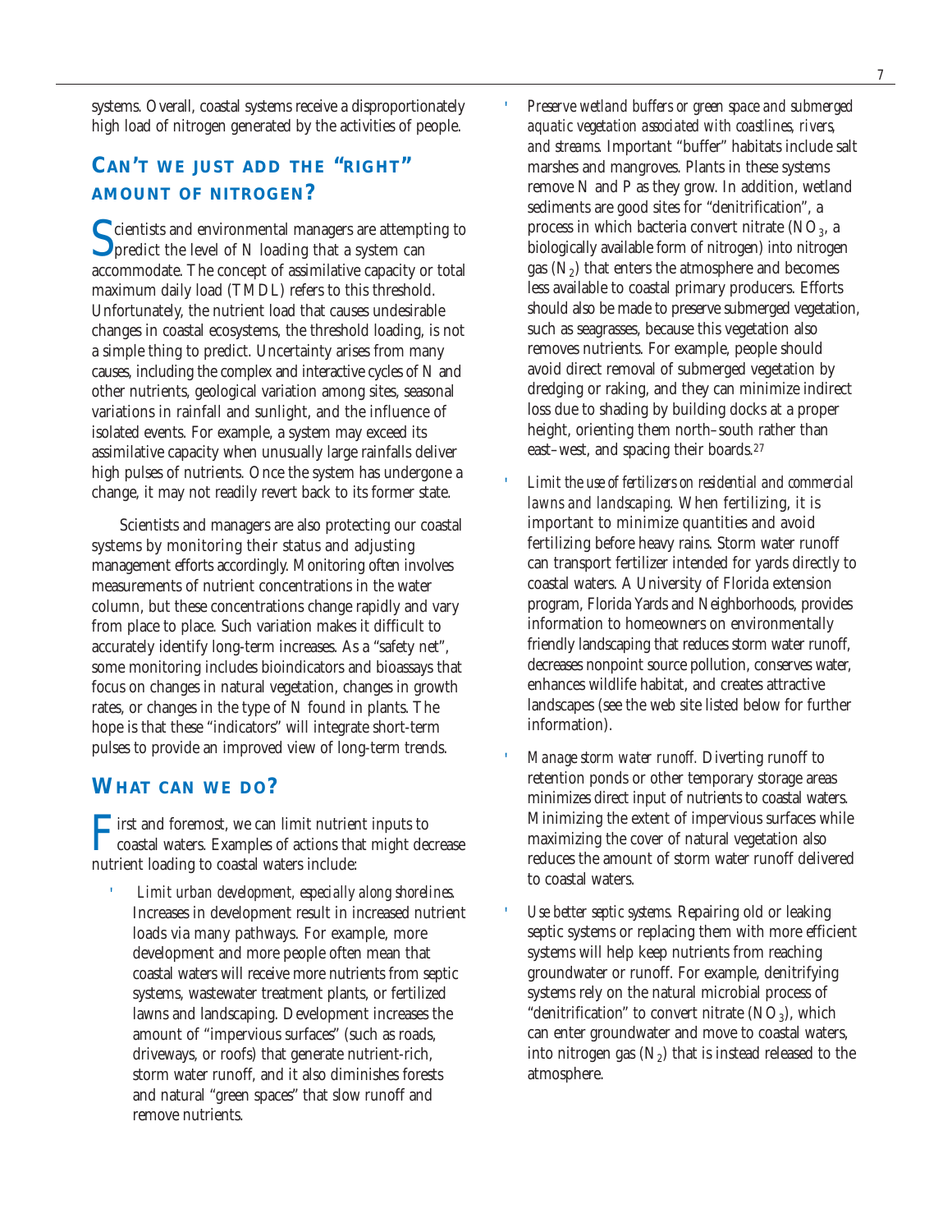systems. Overall, coastal systems receive a disproportionately high load of nitrogen generated by the activities of people.

## Can't we just add the "right" amount of nitrogen?

Scientists and environmental managers are attempting to predict the level of N loading that a system can accommodate. The concept of assimilative capacity or total maximum daily load (TMDL) refers to this threshold. Unfortunately, the nutrient load that causes undesirable changes in coastal ecosystems, the threshold loading, is not a simple thing to predict. Uncertainty arises from many causes, including the complex and interactive cycles of N and other nutrients, geological variation among sites, seasonal variations in rainfall and sunlight, and the influence of isolated events. For example, a system may exceed its assimilative capacity when unusually large rainfalls deliver high pulses of nutrients. Once the system has undergone a change, it may not readily revert back to its former state.

Scientists and managers are also protecting our coastal systems by monitoring their status and adjusting management efforts accordingly. Monitoring often involves measurements of nutrient concentrations in the water column, but these concentrations change rapidly and vary from place to place. Such variation makes it difficult to accurately identify long-term increases. As a "safety net", some monitoring includes bioindicators and bioassays that focus on changes in natural vegetation, changes in growth rates, or changes in the type of N found in plants. The hope is that these "indicators" will integrate short-term pulses to provide an improved view of long-term trends.

## What can we do?

First and foremost, we can limit nutrient inputs to coastal waters. Examples of actions that might decrease nutrient loading to coastal waters include:

- *Limit urban development, especially along shorelines.* Increases in development result in increased nutrient loads via many pathways. For example, more development and more people often mean that coastal waters will receive more nutrients from septic systems, wastewater treatment plants, or fertilized lawns and landscaping. Development increases the amount of "impervious surfaces" (such as roads, driveways, or roofs) that generate nutrient-rich, storm water runoff, and it also diminishes forests and natural "green spaces" that slow runoff and remove nutrients.
- *Preserve wetland buffers or green space and submerged aquatic vegetation associated with coastlines, rivers, and streams.* Important "buffer" habitats include salt marshes and mangroves. Plants in these systems remove N and P as they grow. In addition, wetland sediments are good sites for "denitrification", a process in which bacteria convert nitrate ($NO_3$, a biologically available form of nitrogen) into nitrogen gas ($N_2$) that enters the atmosphere and becomes less available to coastal primary producers. Efforts should also be made to preserve submerged vegetation, such as seagrasses, because this vegetation also removes nutrients. For example, people should avoid direct removal of submerged vegetation by dredging or raking, and they can minimize indirect loss due to shading by building docks at a proper height, orienting them north–south rather than east–west, and spacing their boards.[27]
- *Limit the use of fertilizers on residential and commercial lawns and landscaping.* When fertilizing, it is important to minimize quantities and avoid fertilizing before heavy rains. Storm water runoff can transport fertilizer intended for yards directly to coastal waters. A University of Florida extension program, Florida Yards and Neighborhoods, provides information to homeowners on environmentally friendly landscaping that reduces storm water runoff, decreases nonpoint source pollution, conserves water, enhances wildlife habitat, and creates attractive landscapes (see the web site listed below for further information).
- *Manage storm water runoff.* Diverting runoff to retention ponds or other temporary storage areas minimizes direct input of nutrients to coastal waters. Minimizing the extent of impervious surfaces while maximizing the cover of natural vegetation also reduces the amount of storm water runoff delivered to coastal waters.
- *Use better septic systems.* Repairing old or leaking septic systems or replacing them with more efficient systems will help keep nutrients from reaching groundwater or runoff. For example, denitrifying systems rely on the natural microbial process of "denitrification" to convert nitrate ($NO_3$), which can enter groundwater and move to coastal waters, into nitrogen gas ($N_2$) that is instead released to the atmosphere.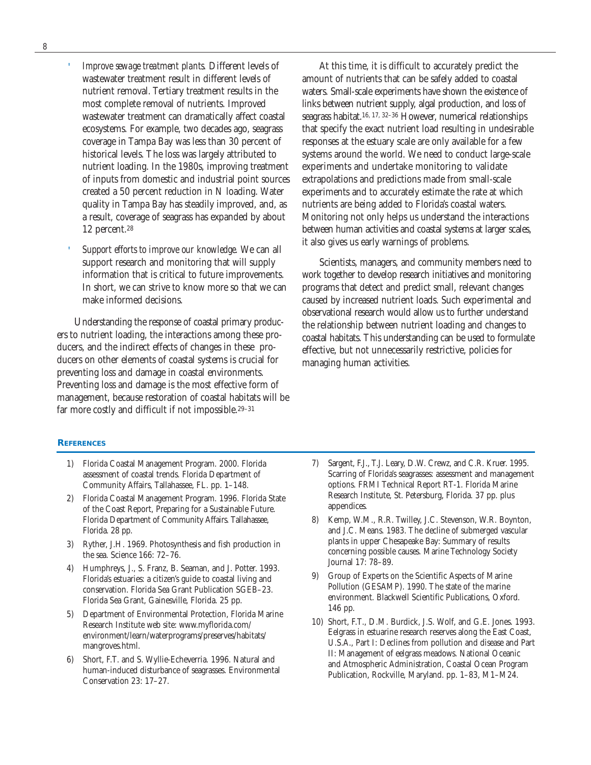- *Improve sewage treatment plants.* Different levels of wastewater treatment result in different levels of nutrient removal. Tertiary treatment results in the most complete removal of nutrients. Improved wastewater treatment can dramatically affect coastal ecosystems. For example, two decades ago, seagrass coverage in Tampa Bay was less than 30 percent of historical levels. The loss was largely attributed to nutrient loading. In the 1980s, improving treatment of inputs from domestic and industrial point sources created a 50 percent reduction in N loading. Water quality in Tampa Bay has steadily improved, and, as a result, coverage of seagrass has expanded by about 12 percent.[28]

- *Support efforts to improve our knowledge.* We can all support research and monitoring that will supply information that is critical to future improvements. In short, we can strive to know more so that we can make informed decisions.

Understanding the response of coastal primary producers to nutrient loading, the interactions among these producers, and the indirect effects of changes in these producers on other elements of coastal systems is crucial for preventing loss and damage in coastal environments. Preventing loss and damage is the most effective form of management, because restoration of coastal habitats will be far more costly and difficult if not impossible.[29–31]

At this time, it is difficult to accurately predict the amount of nutrients that can be safely added to coastal waters. Small-scale experiments have shown the existence of links between nutrient supply, algal production, and loss of seagrass habitat.[16, 17, 32–36] However, numerical relationships that specify the exact nutrient load resulting in undesirable responses at the estuary scale are only available for a few systems around the world. We need to conduct large-scale experiments and undertake monitoring to validate extrapolations and predictions made from small-scale experiments and to accurately estimate the rate at which nutrients are being added to Florida's coastal waters. Monitoring not only helps us understand the interactions between human activities and coastal systems at larger scales, it also gives us early warnings of problems.

Scientists, managers, and community members need to work together to develop research initiatives and monitoring programs that detect and predict small, relevant changes caused by increased nutrient loads. Such experimental and observational research would allow us to further understand the relationship between nutrient loading and changes to coastal habitats. This understanding can be used to formulate effective, but not unnecessarily restrictive, policies for managing human activities.

## References

1) Florida Coastal Management Program. 2000. Florida assessment of coastal trends. Florida Department of Community Affairs, Tallahassee, FL. pp. 1–148.
2) Florida Coastal Management Program. 1996. Florida State of the Coast Report, Preparing for a Sustainable Future. Florida Department of Community Affairs. Tallahassee, Florida. 28 pp.
3) Ryther, J.H. 1969. Photosynthesis and fish production in the sea. Science 166: 72–76.
4) Humphreys, J., S. Franz, B. Seaman, and J. Potter. 1993. Florida's estuaries: a citizen's guide to coastal living and conservation. Florida Sea Grant Publication SGEB–23. Florida Sea Grant, Gainesville, Florida. 25 pp.
5) Department of Environmental Protection, Florida Marine Research Institute web site: www.myflorida.com/environment/learn/waterprograms/preserves/habitats/mangroves.html.
6) Short, F.T. and S. Wyllie-Echeverria. 1996. Natural and human-induced disturbance of seagrasses. Environmental Conservation 23: 17–27.
7) Sargent, F.J., T.J. Leary, D.W. Crewz, and C.R. Kruer. 1995. Scarring of Florida's seagrasses: assessment and management options. FRMI Technical Report RT-1. Florida Marine Research Institute, St. Petersburg, Florida. 37 pp. plus appendices.
8) Kemp, W.M., R.R. Twilley, J.C. Stevenson, W.R. Boynton, and J.C. Means. 1983. The decline of submerged vascular plants in upper Chesapeake Bay: Summary of results concerning possible causes. Marine Technology Society Journal 17: 78–89.
9) Group of Experts on the Scientific Aspects of Marine Pollution (GESAMP). 1990. The state of the marine environment. Blackwell Scientific Publications, Oxford. 146 pp.
10) Short, F.T., D.M. Burdick, J.S. Wolf, and G.E. Jones. 1993. Eelgrass in estuarine research reserves along the East Coast, U.S.A., Part I: Declines from pollution and disease and Part II: Management of eelgrass meadows. National Oceanic and Atmospheric Administration, Coastal Ocean Program Publication, Rockville, Maryland. pp. 1–83, M1–M24.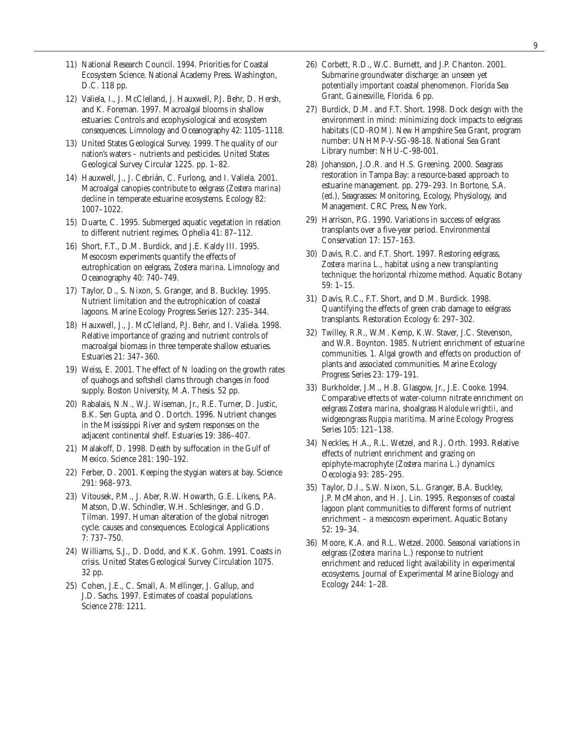11) National Research Council. 1994. Priorities for Coastal Ecosystem Science. National Academy Press. Washington, D.C. 118 pp.

12) Valiela, I., J. McClelland, J. Hauxwell, P.J. Behr, D. Hersh, and K. Foreman. 1997. Macroalgal blooms in shallow estuaries: Controls and ecophysiological and ecosystem consequences. Limnology and Oceanography 42: 1105–1118.

13) United States Geological Survey. 1999. The quality of our nation's waters – nutrients and pesticides. United States Geological Survey Circular 1225. pp. 1–82.

14) Hauxwell, J., J. Cebrián, C. Furlong, and I. Valiela. 2001. Macroalgal canopies contribute to eelgrass (*Zostera marina*) decline in temperate estuarine ecosystems. Ecology 82: 1007–1022.

15) Duarte, C. 1995. Submerged aquatic vegetation in relation to different nutrient regimes. Ophelia 41: 87–112.

16) Short, F.T., D.M. Burdick, and J.E. Kaldy III. 1995. Mesocosm experiments quantify the effects of eutrophication on eelgrass, *Zostera marina*. Limnology and Oceanography 40: 740–749.

17) Taylor, D., S. Nixon, S. Granger, and B. Buckley. 1995. Nutrient limitation and the eutrophication of coastal lagoons. Marine Ecology Progress Series 127: 235–344.

18) Hauxwell, J., J. McClelland, P.J. Behr, and I. Valiela. 1998. Relative importance of grazing and nutrient controls of macroalgal biomass in three temperate shallow estuaries. Estuaries 21: 347–360.

19) Weiss, E. 2001. The effect of N loading on the growth rates of quahogs and softshell clams through changes in food supply. Boston University, M.A. Thesis. 52 pp.

20) Rabalais, N.N., W.J. Wiseman, Jr., R.E. Turner, D. Justic, B.K. Sen Gupta, and O. Dortch. 1996. Nutrient changes in the Mississippi River and system responses on the adjacent continental shelf. Estuaries 19: 386–407.

21) Malakoff, D. 1998. Death by suffocation in the Gulf of Mexico. Science 281: 190–192.

22) Ferber, D. 2001. Keeping the stygian waters at bay. Science 291: 968–973.

23) Vitousek, P.M., J. Aber, R.W. Howarth, G.E. Likens, P.A. Matson, D.W. Schindler, W.H. Schlesinger, and G.D. Tilman. 1997. Human alteration of the global nitrogen cycle: causes and consequences. Ecological Applications 7: 737–750.

24) Williams, S.J., D. Dodd, and K.K. Gohm. 1991. Coasts in crisis. United States Geological Survey Circulation 1075. 32 pp.

25) Cohen, J.E., C. Small, A. Mellinger, J. Gallup, and J.D. Sachs. 1997. Estimates of coastal populations. Science 278: 1211.

26) Corbett, R.D., W.C. Burnett, and J.P. Chanton. 2001. Submarine groundwater discharge: an unseen yet potentially important coastal phenomenon. Florida Sea Grant, Gainesville, Florida. 6 pp.

27) Burdick, D.M. and F.T. Short. 1998. Dock design with the environment in mind: minimizing dock impacts to eelgrass habitats (CD-ROM). New Hampshire Sea Grant, program number: UNHMP-V-SG-98-18. National Sea Grant Library number: NHU-C-98-001.

28) Johansson, J.O.R. and H.S. Greening. 2000. Seagrass restoration in Tampa Bay: a resource-based approach to estuarine management. pp. 279–293. In Bortone, S.A. (ed.), Seagrasses: Monitoring, Ecology, Physiology, and Management. CRC Press, New York.

29) Harrison, P.G. 1990. Variations in success of eelgrass transplants over a five-year period. Environmental Conservation 17: 157–163.

30) Davis, R.C. and F.T. Short. 1997. Restoring eelgrass, *Zostera marina* L., habitat using a new transplanting technique: the horizontal rhizome method. Aquatic Botany 59: 1–15.

31) Davis, R.C., F.T. Short, and D.M. Burdick. 1998. Quantifying the effects of green crab damage to eelgrass transplants. Restoration Ecology 6: 297–302.

32) Twilley, R.R., W.M. Kemp, K.W. Staver, J.C. Stevenson, and W.R. Boynton. 1985. Nutrient enrichment of estuarine communities. 1. Algal growth and effects on production of plants and associated communities. Marine Ecology Progress Series 23: 179–191.

33) Burkholder, J.M., H.B. Glasgow, Jr., J.E. Cooke. 1994. Comparative effects of water-column nitrate enrichment on eelgrass *Zostera marina*, shoalgrass *Halodule wrightii*, and widgeongrass *Ruppia maritima*. Marine Ecology Progress Series 105: 121–138.

34) Neckles, H.A., R.L. Wetzel, and R.J. Orth. 1993. Relative effects of nutrient enrichment and grazing on epiphyte-macrophyte (*Zostera marina* L.) dynamics Oecologia 93: 285–295.

35) Taylor, D.I., S.W. Nixon, S.L. Granger, B.A. Buckley, J.P. McMahon, and H. J. Lin. 1995. Responses of coastal lagoon plant communities to different forms of nutrient enrichment – a mesocosm experiment. Aquatic Botany 52: 19–34.

36) Moore, K.A. and R.L. Wetzel. 2000. Seasonal variations in eelgrass (*Zostera marina* L.) response to nutrient enrichment and reduced light availability in experimental ecosystems. Journal of Experimental Marine Biology and Ecology 244: 1–28.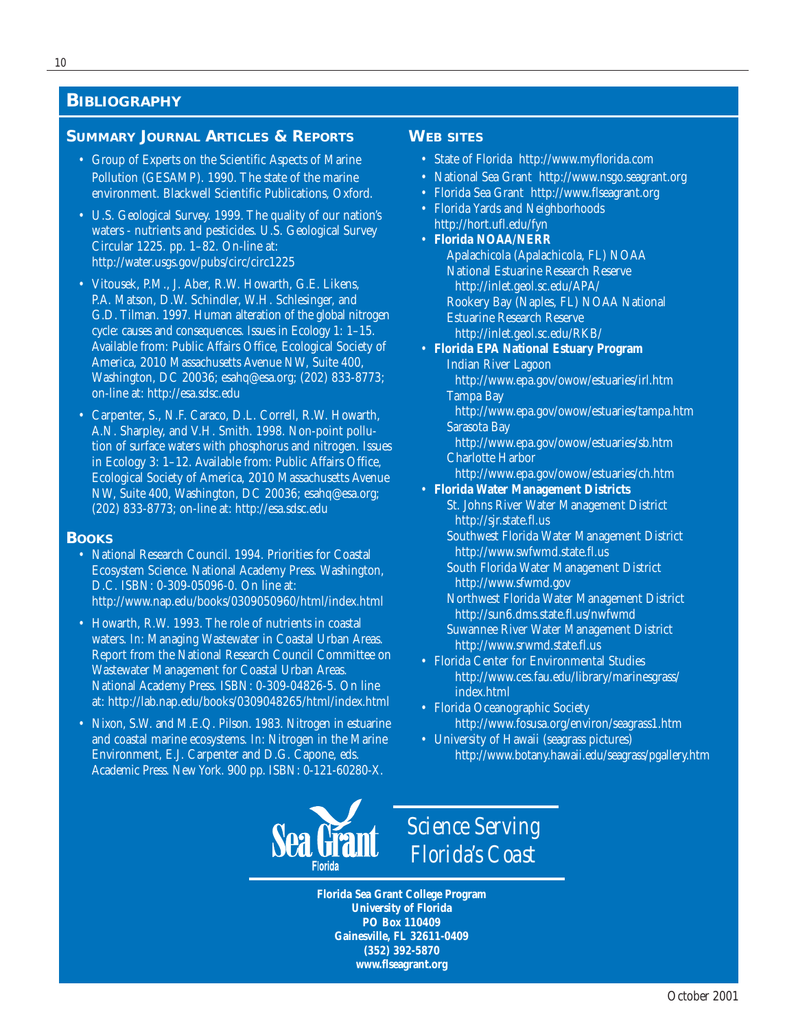## BIBLIOGRAPHY

### SUMMARY JOURNAL ARTICLES & REPORTS

- Group of Experts on the Scientific Aspects of Marine Pollution (GESAMP). 1990. The state of the marine environment. Blackwell Scientific Publications, Oxford.
- U.S. Geological Survey. 1999. The quality of our nation's waters - nutrients and pesticides. U.S. Geological Survey Circular 1225. pp. 1–82. On-line at: http://water.usgs.gov/pubs/circ/circ1225
- Vitousek, P.M., J. Aber, R.W. Howarth, G.E. Likens, P.A. Matson, D.W. Schindler, W.H. Schlesinger, and G.D. Tilman. 1997. Human alteration of the global nitrogen cycle: causes and consequences. Issues in Ecology 1: 1–15. Available from: Public Affairs Office, Ecological Society of America, 2010 Massachusetts Avenue NW, Suite 400, Washington, DC 20036; esahq@esa.org; (202) 833-8773; on-line at: http://esa.sdsc.edu
- Carpenter, S., N.F. Caraco, D.L. Correll, R.W. Howarth, A.N. Sharpley, and V.H. Smith. 1998. Non-point pollution of surface waters with phosphorus and nitrogen. Issues in Ecology 3: 1–12. Available from: Public Affairs Office, Ecological Society of America, 2010 Massachusetts Avenue NW, Suite 400, Washington, DC 20036; esahq@esa.org; (202) 833-8773; on-line at: http://esa.sdsc.edu

### BOOKS

- National Research Council. 1994. Priorities for Coastal Ecosystem Science. National Academy Press. Washington, D.C. ISBN: 0-309-05096-0. On line at: http://www.nap.edu/books/0309050960/html/index.html
- Howarth, R.W. 1993. The role of nutrients in coastal waters. In: Managing Wastewater in Coastal Urban Areas. Report from the National Research Council Committee on Wastewater Management for Coastal Urban Areas. National Academy Press. ISBN: 0-309-04826-5. On line at: http://lab.nap.edu/books/0309048265/html/index.html
- Nixon, S.W. and M.E.Q. Pilson. 1983. Nitrogen in estuarine and coastal marine ecosystems. In: Nitrogen in the Marine Environment, E.J. Carpenter and D.G. Capone, eds. Academic Press. New York. 900 pp. ISBN: 0-121-60280-X.

### WEB SITES

- State of Florida http://www.myflorida.com
- National Sea Grant http://www.nsgo.seagrant.org
- Florida Sea Grant http://www.flseagrant.org
- Florida Yards and Neighborhoods http://hort.ufl.edu/fyn
- **Florida NOAA/NERR**
  - Apalachicola (Apalachicola, FL) NOAA National Estuarine Research Reserve http://inlet.geol.sc.edu/APA/
  - Rookery Bay (Naples, FL) NOAA National Estuarine Research Reserve http://inlet.geol.sc.edu/RKB/
- **Florida EPA National Estuary Program**
  - Indian River Lagoon http://www.epa.gov/owow/estuaries/irl.htm
  - Tampa Bay http://www.epa.gov/owow/estuaries/tampa.htm
  - Sarasota Bay http://www.epa.gov/owow/estuaries/sb.htm
  - Charlotte Harbor http://www.epa.gov/owow/estuaries/ch.htm
- **Florida Water Management Districts**
  - St. Johns River Water Management District http://sjr.state.fl.us
  - Southwest Florida Water Management District http://www.swfwmd.state.fl.us
  - South Florida Water Management District http://www.sfwmd.gov
  - Northwest Florida Water Management District http://sun6.dms.state.fl.us/nwfwmd
  - Suwannee River Water Management District http://www.srwmd.state.fl.us
- Florida Center for Environmental Studies http://www.ces.fau.edu/library/marinesgrass/index.html
- Florida Oceanographic Society http://www.fosusa.org/environ/seagrass1.htm
- University of Hawaii (seagrass pictures) http://www.botany.hawaii.edu/seagrass/pgallery.htm

Sea Grant Florida

*Science Serving Florida's Coast*

**Florida Sea Grant College Program**
**University of Florida**
**PO Box 110409**
**Gainesville, FL 32611-0409**
**(352) 392-5870**
**www.flseagrant.org**

October 2001